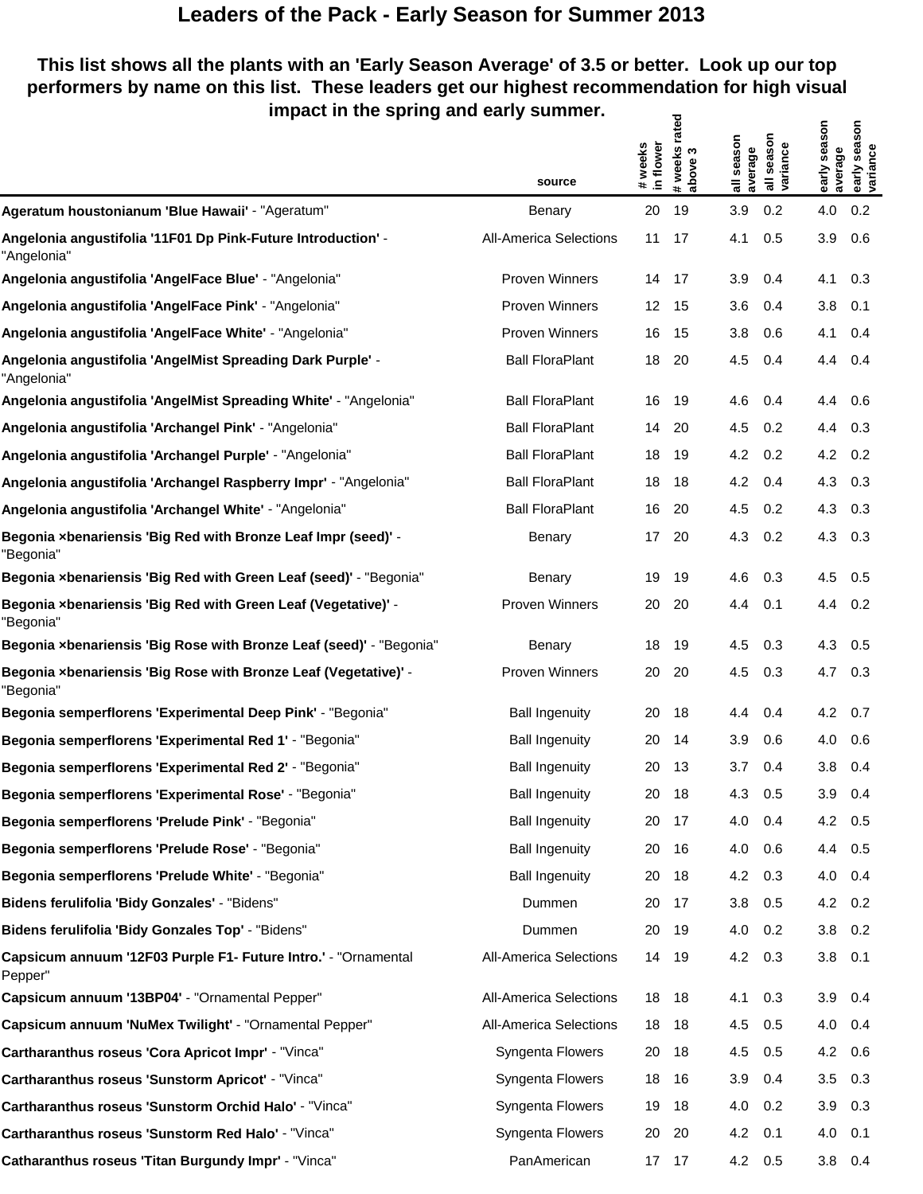# Leaders of the Pack - Early Season for Summer 2013

**This list shows all the plants with an 'Early Season Average' of 3.5 or better. Look up our top performers by name on this list. These leaders get our highest recommendation for high visual impact in the spring and early summer.**

| | source | # weeks in flower | # weeks rated above 3 | all season average | all season variance | early season average | early season variance |
|---|---|---|---|---|---|---|---|
| **Ageratum houstonianum 'Blue Hawaii'** - "Ageratum" | Benary | 20 | 19 | 3.9 | 0.2 | 4.0 | 0.2 |
| **Angelonia angustifolia '11F01 Dp Pink-Future Introduction'** - "Angelonia" | All-America Selections | 11 | 17 | 4.1 | 0.5 | 3.9 | 0.6 |
| **Angelonia angustifolia 'AngelFace Blue'** - "Angelonia" | Proven Winners | 14 | 17 | 3.9 | 0.4 | 4.1 | 0.3 |
| **Angelonia angustifolia 'AngelFace Pink'** - "Angelonia" | Proven Winners | 12 | 15 | 3.6 | 0.4 | 3.8 | 0.1 |
| **Angelonia angustifolia 'AngelFace White'** - "Angelonia" | Proven Winners | 16 | 15 | 3.8 | 0.6 | 4.1 | 0.4 |
| **Angelonia angustifolia 'AngelMist Spreading Dark Purple'** - "Angelonia" | Ball FloraPlant | 18 | 20 | 4.5 | 0.4 | 4.4 | 0.4 |
| **Angelonia angustifolia 'AngelMist Spreading White'** - "Angelonia" | Ball FloraPlant | 16 | 19 | 4.6 | 0.4 | 4.4 | 0.6 |
| **Angelonia angustifolia 'Archangel Pink'** - "Angelonia" | Ball FloraPlant | 14 | 20 | 4.5 | 0.2 | 4.4 | 0.3 |
| **Angelonia angustifolia 'Archangel Purple'** - "Angelonia" | Ball FloraPlant | 18 | 19 | 4.2 | 0.2 | 4.2 | 0.2 |
| **Angelonia angustifolia 'Archangel Raspberry Impr'** - "Angelonia" | Ball FloraPlant | 18 | 18 | 4.2 | 0.4 | 4.3 | 0.3 |
| **Angelonia angustifolia 'Archangel White'** - "Angelonia" | Ball FloraPlant | 16 | 20 | 4.5 | 0.2 | 4.3 | 0.3 |
| **Begonia ×benariensis 'Big Red with Bronze Leaf Impr (seed)'** - "Begonia" | Benary | 17 | 20 | 4.3 | 0.2 | 4.3 | 0.3 |
| **Begonia ×benariensis 'Big Red with Green Leaf (seed)'** - "Begonia" | Benary | 19 | 19 | 4.6 | 0.3 | 4.5 | 0.5 |
| **Begonia ×benariensis 'Big Red with Green Leaf (Vegetative)'** - "Begonia" | Proven Winners | 20 | 20 | 4.4 | 0.1 | 4.4 | 0.2 |
| **Begonia ×benariensis 'Big Rose with Bronze Leaf (seed)'** - "Begonia" | Benary | 18 | 19 | 4.5 | 0.3 | 4.3 | 0.5 |
| **Begonia ×benariensis 'Big Rose with Bronze Leaf (Vegetative)'** - "Begonia" | Proven Winners | 20 | 20 | 4.5 | 0.3 | 4.7 | 0.3 |
| **Begonia semperflorens 'Experimental Deep Pink'** - "Begonia" | Ball Ingenuity | 20 | 18 | 4.4 | 0.4 | 4.2 | 0.7 |
| **Begonia semperflorens 'Experimental Red 1'** - "Begonia" | Ball Ingenuity | 20 | 14 | 3.9 | 0.6 | 4.0 | 0.6 |
| **Begonia semperflorens 'Experimental Red 2'** - "Begonia" | Ball Ingenuity | 20 | 13 | 3.7 | 0.4 | 3.8 | 0.4 |
| **Begonia semperflorens 'Experimental Rose'** - "Begonia" | Ball Ingenuity | 20 | 18 | 4.3 | 0.5 | 3.9 | 0.4 |
| **Begonia semperflorens 'Prelude Pink'** - "Begonia" | Ball Ingenuity | 20 | 17 | 4.0 | 0.4 | 4.2 | 0.5 |
| **Begonia semperflorens 'Prelude Rose'** - "Begonia" | Ball Ingenuity | 20 | 16 | 4.0 | 0.6 | 4.4 | 0.5 |
| **Begonia semperflorens 'Prelude White'** - "Begonia" | Ball Ingenuity | 20 | 18 | 4.2 | 0.3 | 4.0 | 0.4 |
| **Bidens ferulifolia 'Bidy Gonzales'** - "Bidens" | Dummen | 20 | 17 | 3.8 | 0.5 | 4.2 | 0.2 |
| **Bidens ferulifolia 'Bidy Gonzales Top'** - "Bidens" | Dummen | 20 | 19 | 4.0 | 0.2 | 3.8 | 0.2 |
| **Capsicum annuum '12F03 Purple F1- Future Intro.'** - "Ornamental Pepper" | All-America Selections | 14 | 19 | 4.2 | 0.3 | 3.8 | 0.1 |
| **Capsicum annuum '13BP04'** - "Ornamental Pepper" | All-America Selections | 18 | 18 | 4.1 | 0.3 | 3.9 | 0.4 |
| **Capsicum annuum 'NuMex Twilight'** - "Ornamental Pepper" | All-America Selections | 18 | 18 | 4.5 | 0.5 | 4.0 | 0.4 |
| **Cartharanthus roseus 'Cora Apricot Impr'** - "Vinca" | Syngenta Flowers | 20 | 18 | 4.5 | 0.5 | 4.2 | 0.6 |
| **Cartharanthus roseus 'Sunstorm Apricot'** - "Vinca" | Syngenta Flowers | 18 | 16 | 3.9 | 0.4 | 3.5 | 0.3 |
| **Cartharanthus roseus 'Sunstorm Orchid Halo'** - "Vinca" | Syngenta Flowers | 19 | 18 | 4.0 | 0.2 | 3.9 | 0.3 |
| **Cartharanthus roseus 'Sunstorm Red Halo'** - "Vinca" | Syngenta Flowers | 20 | 20 | 4.2 | 0.1 | 4.0 | 0.1 |
| **Catharanthus roseus 'Titan Burgundy Impr'** - "Vinca" | PanAmerican | 17 | 17 | 4.2 | 0.5 | 3.8 | 0.4 |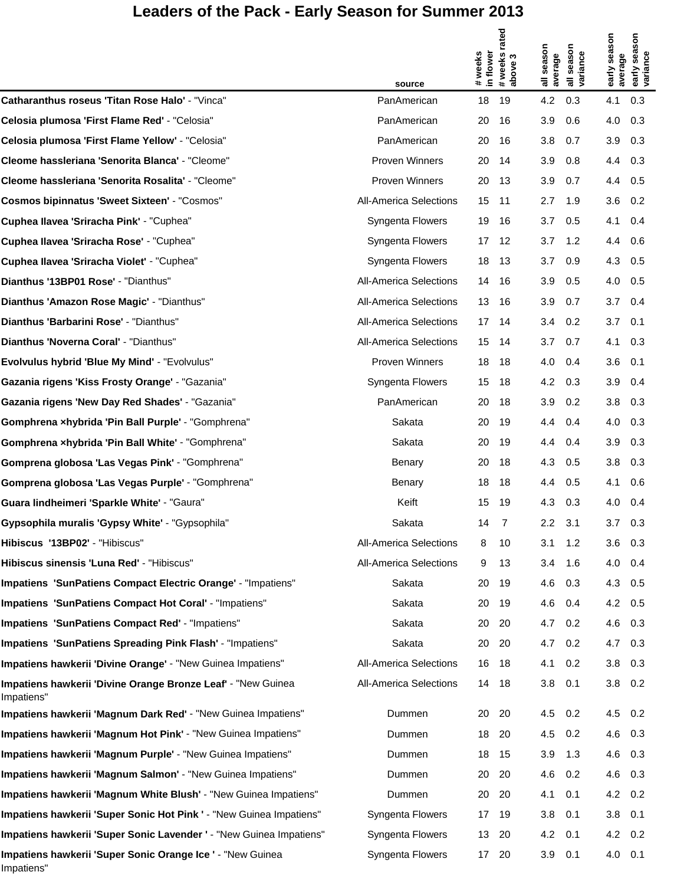# Leaders of the Pack - Early Season for Summer 2013

| | source | # weeks in flower | # weeks rated above 3 | all season average | all season variance | early season average | early season variance |
|---|---|---|---|---|---|---|---|
| **Catharanthus roseus 'Titan Rose Halo'** - "Vinca" | PanAmerican | 18 | 19 | 4.2 | 0.3 | 4.1 | 0.3 |
| **Celosia plumosa 'First Flame Red'** - "Celosia" | PanAmerican | 20 | 16 | 3.9 | 0.6 | 4.0 | 0.3 |
| **Celosia plumosa 'First Flame Yellow'** - "Celosia" | PanAmerican | 20 | 16 | 3.8 | 0.7 | 3.9 | 0.3 |
| **Cleome hassleriana 'Senorita Blanca'** - "Cleome" | Proven Winners | 20 | 14 | 3.9 | 0.8 | 4.4 | 0.3 |
| **Cleome hassleriana 'Senorita Rosalita'** - "Cleome" | Proven Winners | 20 | 13 | 3.9 | 0.7 | 4.4 | 0.5 |
| **Cosmos bipinnatus 'Sweet Sixteen'** - "Cosmos" | All-America Selections | 15 | 11 | 2.7 | 1.9 | 3.6 | 0.2 |
| **Cuphea llavea 'Sriracha Pink'** - "Cuphea" | Syngenta Flowers | 19 | 16 | 3.7 | 0.5 | 4.1 | 0.4 |
| **Cuphea llavea 'Sriracha Rose'** - "Cuphea" | Syngenta Flowers | 17 | 12 | 3.7 | 1.2 | 4.4 | 0.6 |
| **Cuphea llavea 'Sriracha Violet'** - "Cuphea" | Syngenta Flowers | 18 | 13 | 3.7 | 0.9 | 4.3 | 0.5 |
| **Dianthus '13BP01 Rose'** - "Dianthus" | All-America Selections | 14 | 16 | 3.9 | 0.5 | 4.0 | 0.5 |
| **Dianthus 'Amazon Rose Magic'** - "Dianthus" | All-America Selections | 13 | 16 | 3.9 | 0.7 | 3.7 | 0.4 |
| **Dianthus 'Barbarini Rose'** - "Dianthus" | All-America Selections | 17 | 14 | 3.4 | 0.2 | 3.7 | 0.1 |
| **Dianthus 'Noverna Coral'** - "Dianthus" | All-America Selections | 15 | 14 | 3.7 | 0.7 | 4.1 | 0.3 |
| **Evolvulus hybrid 'Blue My Mind'** - "Evolvulus" | Proven Winners | 18 | 18 | 4.0 | 0.4 | 3.6 | 0.1 |
| **Gazania rigens 'Kiss Frosty Orange'** - "Gazania" | Syngenta Flowers | 15 | 18 | 4.2 | 0.3 | 3.9 | 0.4 |
| **Gazania rigens 'New Day Red Shades'** - "Gazania" | PanAmerican | 20 | 18 | 3.9 | 0.2 | 3.8 | 0.3 |
| **Gomphrena ×hybrida 'Pin Ball Purple'** - "Gomphrena" | Sakata | 20 | 19 | 4.4 | 0.4 | 4.0 | 0.3 |
| **Gomphrena ×hybrida 'Pin Ball White'** - "Gomphrena" | Sakata | 20 | 19 | 4.4 | 0.4 | 3.9 | 0.3 |
| **Gomprena globosa 'Las Vegas Pink'** - "Gomphrena" | Benary | 20 | 18 | 4.3 | 0.5 | 3.8 | 0.3 |
| **Gomprena globosa 'Las Vegas Purple'** - "Gomphrena" | Benary | 18 | 18 | 4.4 | 0.5 | 4.1 | 0.6 |
| **Guara lindheimeri 'Sparkle White'** - "Gaura" | Keift | 15 | 19 | 4.3 | 0.3 | 4.0 | 0.4 |
| **Gypsophila muralis 'Gypsy White'** - "Gypsophila" | Sakata | 14 | 7 | 2.2 | 3.1 | 3.7 | 0.3 |
| **Hibiscus '13BP02'** - "Hibiscus" | All-America Selections | 8 | 10 | 3.1 | 1.2 | 3.6 | 0.3 |
| **Hibiscus sinensis 'Luna Red'** - "Hibiscus" | All-America Selections | 9 | 13 | 3.4 | 1.6 | 4.0 | 0.4 |
| **Impatiens 'SunPatiens Compact Electric Orange'** - "Impatiens" | Sakata | 20 | 19 | 4.6 | 0.3 | 4.3 | 0.5 |
| **Impatiens 'SunPatiens Compact Hot Coral'** - "Impatiens" | Sakata | 20 | 19 | 4.6 | 0.4 | 4.2 | 0.5 |
| **Impatiens 'SunPatiens Compact Red'** - "Impatiens" | Sakata | 20 | 20 | 4.7 | 0.2 | 4.6 | 0.3 |
| **Impatiens 'SunPatiens Spreading Pink Flash'** - "Impatiens" | Sakata | 20 | 20 | 4.7 | 0.2 | 4.7 | 0.3 |
| **Impatiens hawkerii 'Divine Orange'** - "New Guinea Impatiens" | All-America Selections | 16 | 18 | 4.1 | 0.2 | 3.8 | 0.3 |
| **Impatiens hawkerii 'Divine Orange Bronze Leaf'** - "New Guinea Impatiens" | All-America Selections | 14 | 18 | 3.8 | 0.1 | 3.8 | 0.2 |
| **Impatiens hawkerii 'Magnum Dark Red'** - "New Guinea Impatiens" | Dummen | 20 | 20 | 4.5 | 0.2 | 4.5 | 0.2 |
| **Impatiens hawkerii 'Magnum Hot Pink'** - "New Guinea Impatiens" | Dummen | 18 | 20 | 4.5 | 0.2 | 4.6 | 0.3 |
| **Impatiens hawkerii 'Magnum Purple'** - "New Guinea Impatiens" | Dummen | 18 | 15 | 3.9 | 1.3 | 4.6 | 0.3 |
| **Impatiens hawkerii 'Magnum Salmon'** - "New Guinea Impatiens" | Dummen | 20 | 20 | 4.6 | 0.2 | 4.6 | 0.3 |
| **Impatiens hawkerii 'Magnum White Blush'** - "New Guinea Impatiens" | Dummen | 20 | 20 | 4.1 | 0.1 | 4.2 | 0.2 |
| **Impatiens hawkerii 'Super Sonic Hot Pink '** - "New Guinea Impatiens" | Syngenta Flowers | 17 | 19 | 3.8 | 0.1 | 3.8 | 0.1 |
| **Impatiens hawkerii 'Super Sonic Lavender '** - "New Guinea Impatiens" | Syngenta Flowers | 13 | 20 | 4.2 | 0.1 | 4.2 | 0.2 |
| **Impatiens hawkerii 'Super Sonic Orange Ice '** - "New Guinea Impatiens" | Syngenta Flowers | 17 | 20 | 3.9 | 0.1 | 4.0 | 0.1 |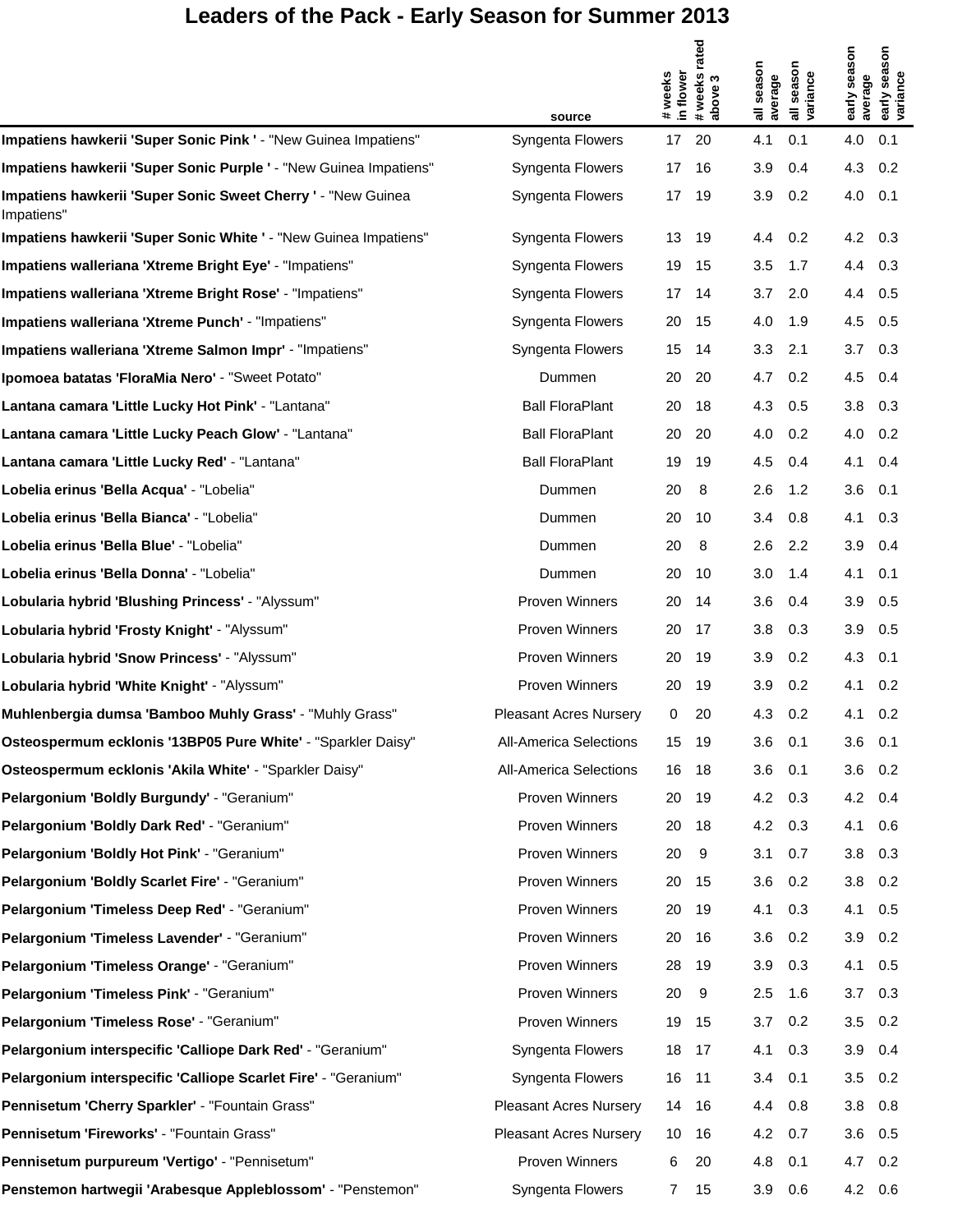# Leaders of the Pack - Early Season for Summer 2013

| | source | # weeks in flower | # weeks rated above 3 | all season average | all season variance | early season average | early season variance |
|---|---|---|---|---|---|---|---|
| **Impatiens hawkerii 'Super Sonic Pink '** - "New Guinea Impatiens" | Syngenta Flowers | 17 | 20 | 4.1 | 0.1 | 4.0 | 0.1 |
| **Impatiens hawkerii 'Super Sonic Purple '** - "New Guinea Impatiens" | Syngenta Flowers | 17 | 16 | 3.9 | 0.4 | 4.3 | 0.2 |
| **Impatiens hawkerii 'Super Sonic Sweet Cherry '** - "New Guinea Impatiens" | Syngenta Flowers | 17 | 19 | 3.9 | 0.2 | 4.0 | 0.1 |
| **Impatiens hawkerii 'Super Sonic White '** - "New Guinea Impatiens" | Syngenta Flowers | 13 | 19 | 4.4 | 0.2 | 4.2 | 0.3 |
| **Impatiens walleriana 'Xtreme Bright Eye'** - "Impatiens" | Syngenta Flowers | 19 | 15 | 3.5 | 1.7 | 4.4 | 0.3 |
| **Impatiens walleriana 'Xtreme Bright Rose'** - "Impatiens" | Syngenta Flowers | 17 | 14 | 3.7 | 2.0 | 4.4 | 0.5 |
| **Impatiens walleriana 'Xtreme Punch'** - "Impatiens" | Syngenta Flowers | 20 | 15 | 4.0 | 1.9 | 4.5 | 0.5 |
| **Impatiens walleriana 'Xtreme Salmon Impr'** - "Impatiens" | Syngenta Flowers | 15 | 14 | 3.3 | 2.1 | 3.7 | 0.3 |
| **Ipomoea batatas 'FloraMia Nero'** - "Sweet Potato" | Dummen | 20 | 20 | 4.7 | 0.2 | 4.5 | 0.4 |
| **Lantana camara 'Little Lucky Hot Pink'** - "Lantana" | Ball FloraPlant | 20 | 18 | 4.3 | 0.5 | 3.8 | 0.3 |
| **Lantana camara 'Little Lucky Peach Glow'** - "Lantana" | Ball FloraPlant | 20 | 20 | 4.0 | 0.2 | 4.0 | 0.2 |
| **Lantana camara 'Little Lucky Red'** - "Lantana" | Ball FloraPlant | 19 | 19 | 4.5 | 0.4 | 4.1 | 0.4 |
| **Lobelia erinus 'Bella Acqua'** - "Lobelia" | Dummen | 20 | 8 | 2.6 | 1.2 | 3.6 | 0.1 |
| **Lobelia erinus 'Bella Bianca'** - "Lobelia" | Dummen | 20 | 10 | 3.4 | 0.8 | 4.1 | 0.3 |
| **Lobelia erinus 'Bella Blue'** - "Lobelia" | Dummen | 20 | 8 | 2.6 | 2.2 | 3.9 | 0.4 |
| **Lobelia erinus 'Bella Donna'** - "Lobelia" | Dummen | 20 | 10 | 3.0 | 1.4 | 4.1 | 0.1 |
| **Lobularia hybrid 'Blushing Princess'** - "Alyssum" | Proven Winners | 20 | 14 | 3.6 | 0.4 | 3.9 | 0.5 |
| **Lobularia hybrid 'Frosty Knight'** - "Alyssum" | Proven Winners | 20 | 17 | 3.8 | 0.3 | 3.9 | 0.5 |
| **Lobularia hybrid 'Snow Princess'** - "Alyssum" | Proven Winners | 20 | 19 | 3.9 | 0.2 | 4.3 | 0.1 |
| **Lobularia hybrid 'White Knight'** - "Alyssum" | Proven Winners | 20 | 19 | 3.9 | 0.2 | 4.1 | 0.2 |
| **Muhlenbergia dumsa 'Bamboo Muhly Grass'** - "Muhly Grass" | Pleasant Acres Nursery | 0 | 20 | 4.3 | 0.2 | 4.1 | 0.2 |
| **Osteospermum ecklonis '13BP05 Pure White'** - "Sparkler Daisy" | All-America Selections | 15 | 19 | 3.6 | 0.1 | 3.6 | 0.1 |
| **Osteospermum ecklonis 'Akila White'** - "Sparkler Daisy" | All-America Selections | 16 | 18 | 3.6 | 0.1 | 3.6 | 0.2 |
| **Pelargonium 'Boldly Burgundy'** - "Geranium" | Proven Winners | 20 | 19 | 4.2 | 0.3 | 4.2 | 0.4 |
| **Pelargonium 'Boldly Dark Red'** - "Geranium" | Proven Winners | 20 | 18 | 4.2 | 0.3 | 4.1 | 0.6 |
| **Pelargonium 'Boldly Hot Pink'** - "Geranium" | Proven Winners | 20 | 9 | 3.1 | 0.7 | 3.8 | 0.3 |
| **Pelargonium 'Boldly Scarlet Fire'** - "Geranium" | Proven Winners | 20 | 15 | 3.6 | 0.2 | 3.8 | 0.2 |
| **Pelargonium 'Timeless Deep Red'** - "Geranium" | Proven Winners | 20 | 19 | 4.1 | 0.3 | 4.1 | 0.5 |
| **Pelargonium 'Timeless Lavender'** - "Geranium" | Proven Winners | 20 | 16 | 3.6 | 0.2 | 3.9 | 0.2 |
| **Pelargonium 'Timeless Orange'** - "Geranium" | Proven Winners | 28 | 19 | 3.9 | 0.3 | 4.1 | 0.5 |
| **Pelargonium 'Timeless Pink'** - "Geranium" | Proven Winners | 20 | 9 | 2.5 | 1.6 | 3.7 | 0.3 |
| **Pelargonium 'Timeless Rose'** - "Geranium" | Proven Winners | 19 | 15 | 3.7 | 0.2 | 3.5 | 0.2 |
| **Pelargonium interspecific 'Calliope Dark Red'** - "Geranium" | Syngenta Flowers | 18 | 17 | 4.1 | 0.3 | 3.9 | 0.4 |
| **Pelargonium interspecific 'Calliope Scarlet Fire'** - "Geranium" | Syngenta Flowers | 16 | 11 | 3.4 | 0.1 | 3.5 | 0.2 |
| **Pennisetum 'Cherry Sparkler'** - "Fountain Grass" | Pleasant Acres Nursery | 14 | 16 | 4.4 | 0.8 | 3.8 | 0.8 |
| **Pennisetum 'Fireworks'** - "Fountain Grass" | Pleasant Acres Nursery | 10 | 16 | 4.2 | 0.7 | 3.6 | 0.5 |
| **Pennisetum purpureum 'Vertigo'** - "Pennisetum" | Proven Winners | 6 | 20 | 4.8 | 0.1 | 4.7 | 0.2 |
| **Penstemon hartwegii 'Arabesque Appleblossom'** - "Penstemon" | Syngenta Flowers | 7 | 15 | 3.9 | 0.6 | 4.2 | 0.6 |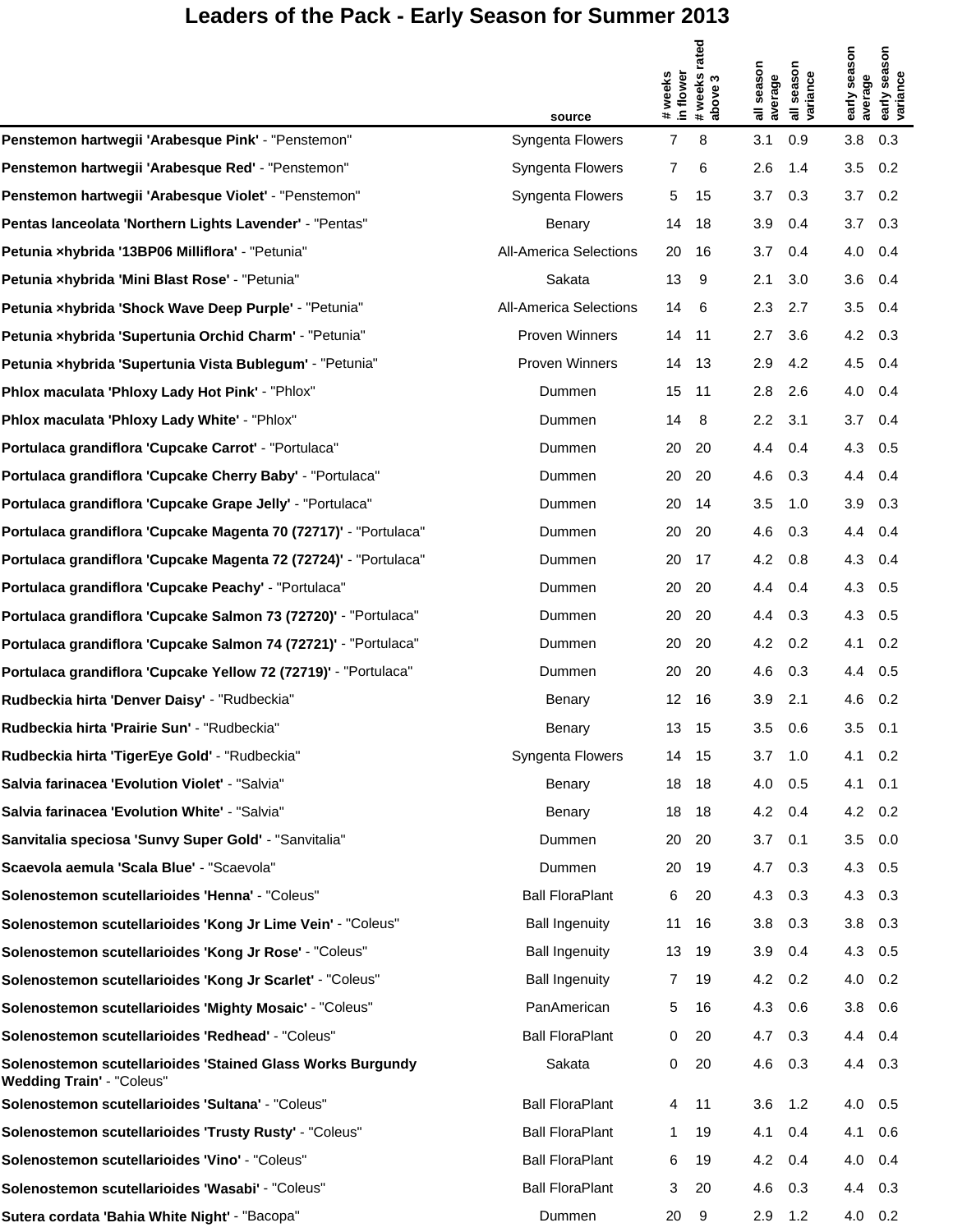# Leaders of the Pack - Early Season for Summer 2013

| | source | # weeks in flower | # weeks rated above 3 | all season average | all season variance | early season average | early season variance |
|---|---|---|---|---|---|---|---|
| **Penstemon hartwegii 'Arabesque Pink'** - "Penstemon" | Syngenta Flowers | 7 | 8 | 3.1 | 0.9 | 3.8 | 0.3 |
| **Penstemon hartwegii 'Arabesque Red'** - "Penstemon" | Syngenta Flowers | 7 | 6 | 2.6 | 1.4 | 3.5 | 0.2 |
| **Penstemon hartwegii 'Arabesque Violet'** - "Penstemon" | Syngenta Flowers | 5 | 15 | 3.7 | 0.3 | 3.7 | 0.2 |
| **Pentas lanceolata 'Northern Lights Lavender'** - "Pentas" | Benary | 14 | 18 | 3.9 | 0.4 | 3.7 | 0.3 |
| **Petunia ×hybrida '13BP06 Milliflora'** - "Petunia" | All-America Selections | 20 | 16 | 3.7 | 0.4 | 4.0 | 0.4 |
| **Petunia ×hybrida 'Mini Blast Rose'** - "Petunia" | Sakata | 13 | 9 | 2.1 | 3.0 | 3.6 | 0.4 |
| **Petunia ×hybrida 'Shock Wave Deep Purple'** - "Petunia" | All-America Selections | 14 | 6 | 2.3 | 2.7 | 3.5 | 0.4 |
| **Petunia ×hybrida 'Supertunia Orchid Charm'** - "Petunia" | Proven Winners | 14 | 11 | 2.7 | 3.6 | 4.2 | 0.3 |
| **Petunia ×hybrida 'Supertunia Vista Bublegum'** - "Petunia" | Proven Winners | 14 | 13 | 2.9 | 4.2 | 4.5 | 0.4 |
| **Phlox maculata 'Phloxy Lady Hot Pink'** - "Phlox" | Dummen | 15 | 11 | 2.8 | 2.6 | 4.0 | 0.4 |
| **Phlox maculata 'Phloxy Lady White'** - "Phlox" | Dummen | 14 | 8 | 2.2 | 3.1 | 3.7 | 0.4 |
| **Portulaca grandiflora 'Cupcake Carrot'** - "Portulaca" | Dummen | 20 | 20 | 4.4 | 0.4 | 4.3 | 0.5 |
| **Portulaca grandiflora 'Cupcake Cherry Baby'** - "Portulaca" | Dummen | 20 | 20 | 4.6 | 0.3 | 4.4 | 0.4 |
| **Portulaca grandiflora 'Cupcake Grape Jelly'** - "Portulaca" | Dummen | 20 | 14 | 3.5 | 1.0 | 3.9 | 0.3 |
| **Portulaca grandiflora 'Cupcake Magenta 70 (72717)'** - "Portulaca" | Dummen | 20 | 20 | 4.6 | 0.3 | 4.4 | 0.4 |
| **Portulaca grandiflora 'Cupcake Magenta 72 (72724)'** - "Portulaca" | Dummen | 20 | 17 | 4.2 | 0.8 | 4.3 | 0.4 |
| **Portulaca grandiflora 'Cupcake Peachy'** - "Portulaca" | Dummen | 20 | 20 | 4.4 | 0.4 | 4.3 | 0.5 |
| **Portulaca grandiflora 'Cupcake Salmon 73 (72720)'** - "Portulaca" | Dummen | 20 | 20 | 4.4 | 0.3 | 4.3 | 0.5 |
| **Portulaca grandiflora 'Cupcake Salmon 74 (72721)'** - "Portulaca" | Dummen | 20 | 20 | 4.2 | 0.2 | 4.1 | 0.2 |
| **Portulaca grandiflora 'Cupcake Yellow 72 (72719)'** - "Portulaca" | Dummen | 20 | 20 | 4.6 | 0.3 | 4.4 | 0.5 |
| **Rudbeckia hirta 'Denver Daisy'** - "Rudbeckia" | Benary | 12 | 16 | 3.9 | 2.1 | 4.6 | 0.2 |
| **Rudbeckia hirta 'Prairie Sun'** - "Rudbeckia" | Benary | 13 | 15 | 3.5 | 0.6 | 3.5 | 0.1 |
| **Rudbeckia hirta 'TigerEye Gold'** - "Rudbeckia" | Syngenta Flowers | 14 | 15 | 3.7 | 1.0 | 4.1 | 0.2 |
| **Salvia farinacea 'Evolution Violet'** - "Salvia" | Benary | 18 | 18 | 4.0 | 0.5 | 4.1 | 0.1 |
| **Salvia farinacea 'Evolution White'** - "Salvia" | Benary | 18 | 18 | 4.2 | 0.4 | 4.2 | 0.2 |
| **Sanvitalia speciosa 'Sunvy Super Gold'** - "Sanvitalia" | Dummen | 20 | 20 | 3.7 | 0.1 | 3.5 | 0.0 |
| **Scaevola aemula 'Scala Blue'** - "Scaevola" | Dummen | 20 | 19 | 4.7 | 0.3 | 4.3 | 0.5 |
| **Solenostemon scutellarioides 'Henna'** - "Coleus" | Ball FloraPlant | 6 | 20 | 4.3 | 0.3 | 4.3 | 0.3 |
| **Solenostemon scutellarioides 'Kong Jr Lime Vein'** - "Coleus" | Ball Ingenuity | 11 | 16 | 3.8 | 0.3 | 3.8 | 0.3 |
| **Solenostemon scutellarioides 'Kong Jr Rose'** - "Coleus" | Ball Ingenuity | 13 | 19 | 3.9 | 0.4 | 4.3 | 0.5 |
| **Solenostemon scutellarioides 'Kong Jr Scarlet'** - "Coleus" | Ball Ingenuity | 7 | 19 | 4.2 | 0.2 | 4.0 | 0.2 |
| **Solenostemon scutellarioides 'Mighty Mosaic'** - "Coleus" | PanAmerican | 5 | 16 | 4.3 | 0.6 | 3.8 | 0.6 |
| **Solenostemon scutellarioides 'Redhead'** - "Coleus" | Ball FloraPlant | 0 | 20 | 4.7 | 0.3 | 4.4 | 0.4 |
| **Solenostemon scutellarioides 'Stained Glass Works Burgundy Wedding Train'** - "Coleus" | Sakata | 0 | 20 | 4.6 | 0.3 | 4.4 | 0.3 |
| **Solenostemon scutellarioides 'Sultana'** - "Coleus" | Ball FloraPlant | 4 | 11 | 3.6 | 1.2 | 4.0 | 0.5 |
| **Solenostemon scutellarioides 'Trusty Rusty'** - "Coleus" | Ball FloraPlant | 1 | 19 | 4.1 | 0.4 | 4.1 | 0.6 |
| **Solenostemon scutellarioides 'Vino'** - "Coleus" | Ball FloraPlant | 6 | 19 | 4.2 | 0.4 | 4.0 | 0.4 |
| **Solenostemon scutellarioides 'Wasabi'** - "Coleus" | Ball FloraPlant | 3 | 20 | 4.6 | 0.3 | 4.4 | 0.3 |
| **Sutera cordata 'Bahia White Night'** - "Bacopa" | Dummen | 20 | 9 | 2.9 | 1.2 | 4.0 | 0.2 |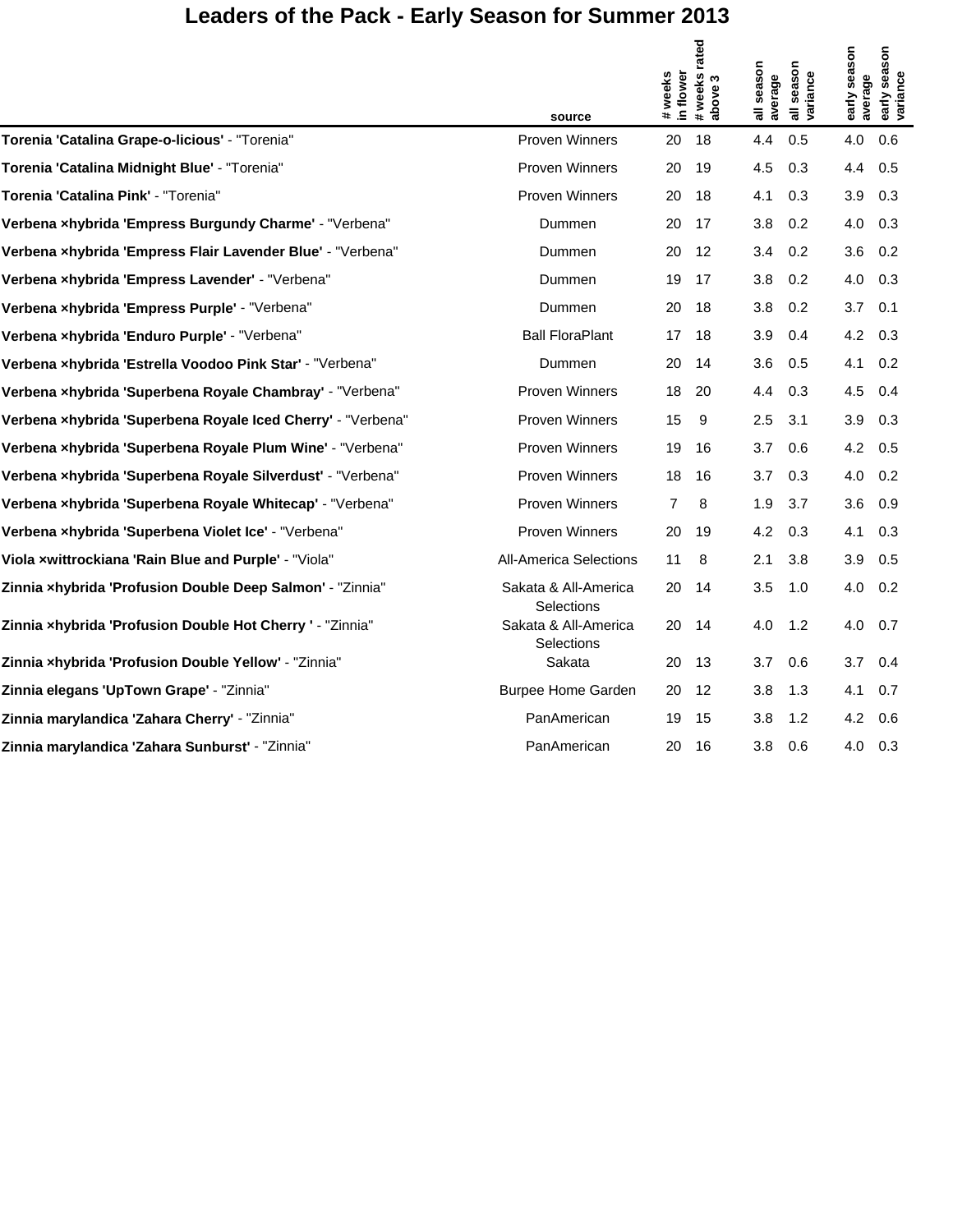# Leaders of the Pack - Early Season for Summer 2013

| | source | # weeks in flower | # weeks rated above 3 | all season average | all season variance | early season average | early season variance |
|---|---|---|---|---|---|---|---|
| **Torenia 'Catalina Grape-o-licious'** - "Torenia" | Proven Winners | 20 | 18 | 4.4 | 0.5 | 4.0 | 0.6 |
| **Torenia 'Catalina Midnight Blue'** - "Torenia" | Proven Winners | 20 | 19 | 4.5 | 0.3 | 4.4 | 0.5 |
| **Torenia 'Catalina Pink'** - "Torenia" | Proven Winners | 20 | 18 | 4.1 | 0.3 | 3.9 | 0.3 |
| **Verbena ×hybrida 'Empress Burgundy Charme'** - "Verbena" | Dummen | 20 | 17 | 3.8 | 0.2 | 4.0 | 0.3 |
| **Verbena ×hybrida 'Empress Flair Lavender Blue'** - "Verbena" | Dummen | 20 | 12 | 3.4 | 0.2 | 3.6 | 0.2 |
| **Verbena ×hybrida 'Empress Lavender'** - "Verbena" | Dummen | 19 | 17 | 3.8 | 0.2 | 4.0 | 0.3 |
| **Verbena ×hybrida 'Empress Purple'** - "Verbena" | Dummen | 20 | 18 | 3.8 | 0.2 | 3.7 | 0.1 |
| **Verbena ×hybrida 'Enduro Purple'** - "Verbena" | Ball FloraPlant | 17 | 18 | 3.9 | 0.4 | 4.2 | 0.3 |
| **Verbena ×hybrida 'Estrella Voodoo Pink Star'** - "Verbena" | Dummen | 20 | 14 | 3.6 | 0.5 | 4.1 | 0.2 |
| **Verbena ×hybrida 'Superbena Royale Chambray'** - "Verbena" | Proven Winners | 18 | 20 | 4.4 | 0.3 | 4.5 | 0.4 |
| **Verbena ×hybrida 'Superbena Royale Iced Cherry'** - "Verbena" | Proven Winners | 15 | 9 | 2.5 | 3.1 | 3.9 | 0.3 |
| **Verbena ×hybrida 'Superbena Royale Plum Wine'** - "Verbena" | Proven Winners | 19 | 16 | 3.7 | 0.6 | 4.2 | 0.5 |
| **Verbena ×hybrida 'Superbena Royale Silverdust'** - "Verbena" | Proven Winners | 18 | 16 | 3.7 | 0.3 | 4.0 | 0.2 |
| **Verbena ×hybrida 'Superbena Royale Whitecap'** - "Verbena" | Proven Winners | 7 | 8 | 1.9 | 3.7 | 3.6 | 0.9 |
| **Verbena ×hybrida 'Superbena Violet Ice'** - "Verbena" | Proven Winners | 20 | 19 | 4.2 | 0.3 | 4.1 | 0.3 |
| **Viola ×wittrockiana 'Rain Blue and Purple'** - "Viola" | All-America Selections | 11 | 8 | 2.1 | 3.8 | 3.9 | 0.5 |
| **Zinnia ×hybrida 'Profusion Double Deep Salmon'** - "Zinnia" | Sakata & All-America Selections | 20 | 14 | 3.5 | 1.0 | 4.0 | 0.2 |
| **Zinnia ×hybrida 'Profusion Double Hot Cherry '** - "Zinnia" | Sakata & All-America Selections | 20 | 14 | 4.0 | 1.2 | 4.0 | 0.7 |
| **Zinnia ×hybrida 'Profusion Double Yellow'** - "Zinnia" | Sakata | 20 | 13 | 3.7 | 0.6 | 3.7 | 0.4 |
| **Zinnia elegans 'UpTown Grape'** - "Zinnia" | Burpee Home Garden | 20 | 12 | 3.8 | 1.3 | 4.1 | 0.7 |
| **Zinnia marylandica 'Zahara Cherry'** - "Zinnia" | PanAmerican | 19 | 15 | 3.8 | 1.2 | 4.2 | 0.6 |
| **Zinnia marylandica 'Zahara Sunburst'** - "Zinnia" | PanAmerican | 20 | 16 | 3.8 | 0.6 | 4.0 | 0.3 |